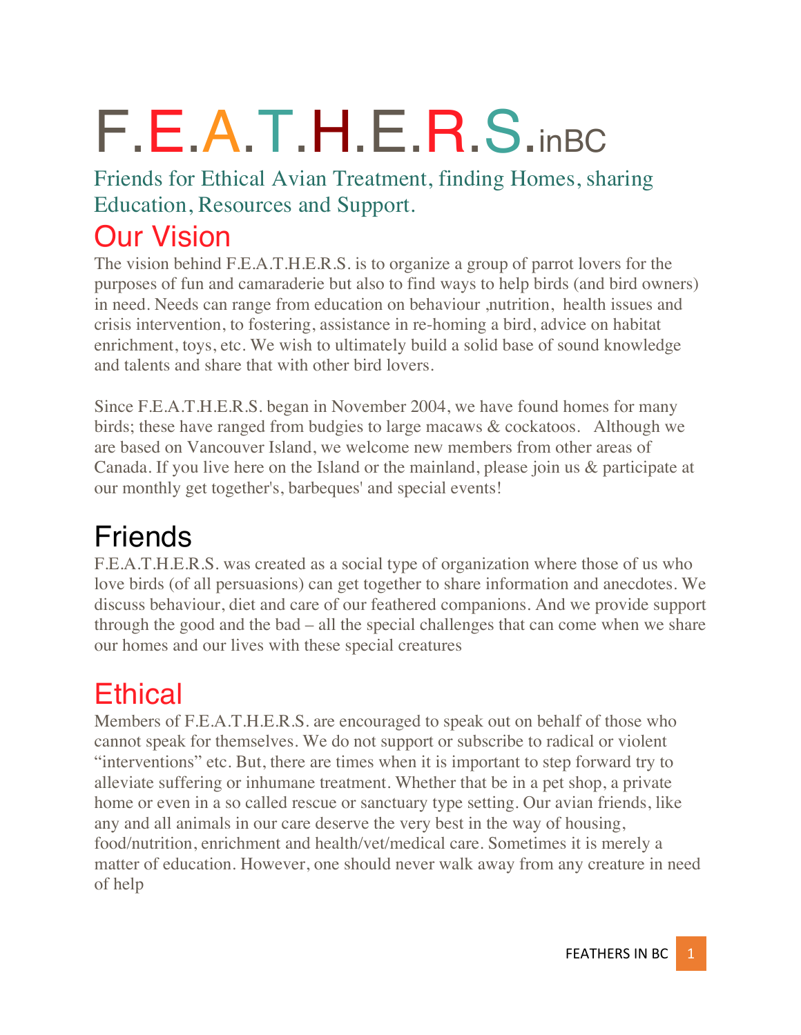# F.E.A.T.H.E.R.S.inBC

Friends for Ethical Avian Treatment, finding Homes, sharing Education, Resources and Support.

## Our Vision

The vision behind F.E.A.T.H.E.R.S. is to organize a group of parrot lovers for the purposes of fun and camaraderie but also to find ways to help birds (and bird owners) in need. Needs can range from education on behaviour ,nutrition, health issues and crisis intervention, to fostering, assistance in re-homing a bird, advice on habitat enrichment, toys, etc. We wish to ultimately build a solid base of sound knowledge and talents and share that with other bird lovers.

Since F.E.A.T.H.E.R.S. began in November 2004, we have found homes for many birds; these have ranged from budgies to large macaws & cockatoos. Although we are based on Vancouver Island, we welcome new members from other areas of Canada. If you live here on the Island or the mainland, please join us & participate at our monthly get together's, barbeques' and special events!

## Friends

F.E.A.T.H.E.R.S. was created as a social type of organization where those of us who love birds (of all persuasions) can get together to share information and anecdotes. We discuss behaviour, diet and care of our feathered companions. And we provide support through the good and the bad – all the special challenges that can come when we share our homes and our lives with these special creatures

## Ethical

Members of F.E.A.T.H.E.R.S. are encouraged to speak out on behalf of those who cannot speak for themselves. We do not support or subscribe to radical or violent "interventions" etc. But, there are times when it is important to step forward try to alleviate suffering or inhumane treatment. Whether that be in a pet shop, a private home or even in a so called rescue or sanctuary type setting. Our avian friends, like any and all animals in our care deserve the very best in the way of housing, food/nutrition, enrichment and health/vet/medical care. Sometimes it is merely a matter of education. However, one should never walk away from any creature in need of help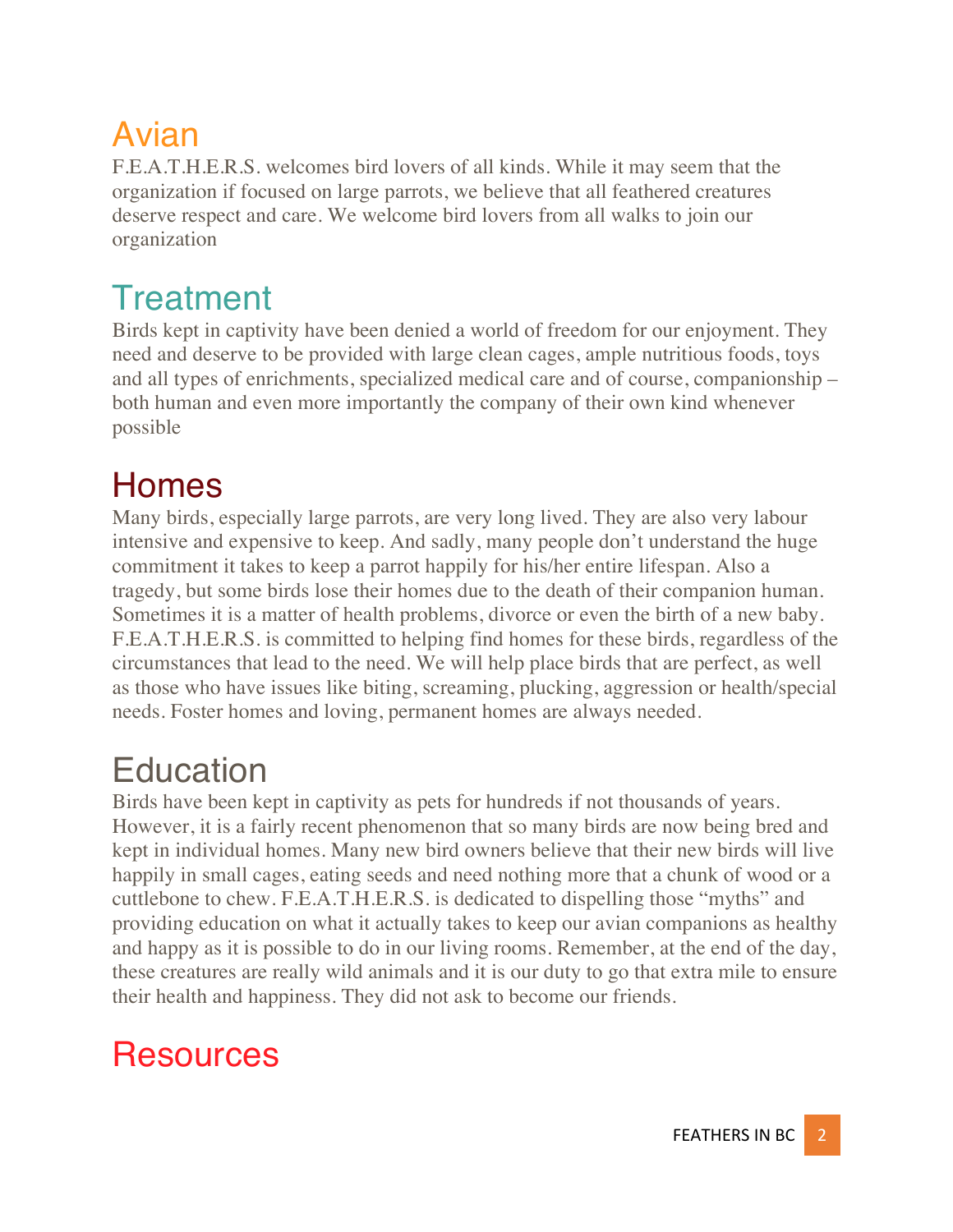## Avian

F.E.A.T.H.E.R.S. welcomes bird lovers of all kinds. While it may seem that the organization if focused on large parrots, we believe that all feathered creatures deserve respect and care. We welcome bird lovers from all walks to join our organization

## Treatment

Birds kept in captivity have been denied a world of freedom for our enjoyment. They need and deserve to be provided with large clean cages, ample nutritious foods, toys and all types of enrichments, specialized medical care and of course, companionship – both human and even more importantly the company of their own kind whenever possible

## Homes

Many birds, especially large parrots, are very long lived. They are also very labour intensive and expensive to keep. And sadly, many people don't understand the huge commitment it takes to keep a parrot happily for his/her entire lifespan. Also a tragedy, but some birds lose their homes due to the death of their companion human. Sometimes it is a matter of health problems, divorce or even the birth of a new baby. F.E.A.T.H.E.R.S. is committed to helping find homes for these birds, regardless of the circumstances that lead to the need. We will help place birds that are perfect, as well as those who have issues like biting, screaming, plucking, aggression or health/special needs. Foster homes and loving, permanent homes are always needed.

## Education

Birds have been kept in captivity as pets for hundreds if not thousands of years. However, it is a fairly recent phenomenon that so many birds are now being bred and kept in individual homes. Many new bird owners believe that their new birds will live happily in small cages, eating seeds and need nothing more that a chunk of wood or a cuttlebone to chew. F.E.A.T.H.E.R.S. is dedicated to dispelling those "myths" and providing education on what it actually takes to keep our avian companions as healthy and happy as it is possible to do in our living rooms. Remember, at the end of the day, these creatures are really wild animals and it is our duty to go that extra mile to ensure their health and happiness. They did not ask to become our friends.

## Resources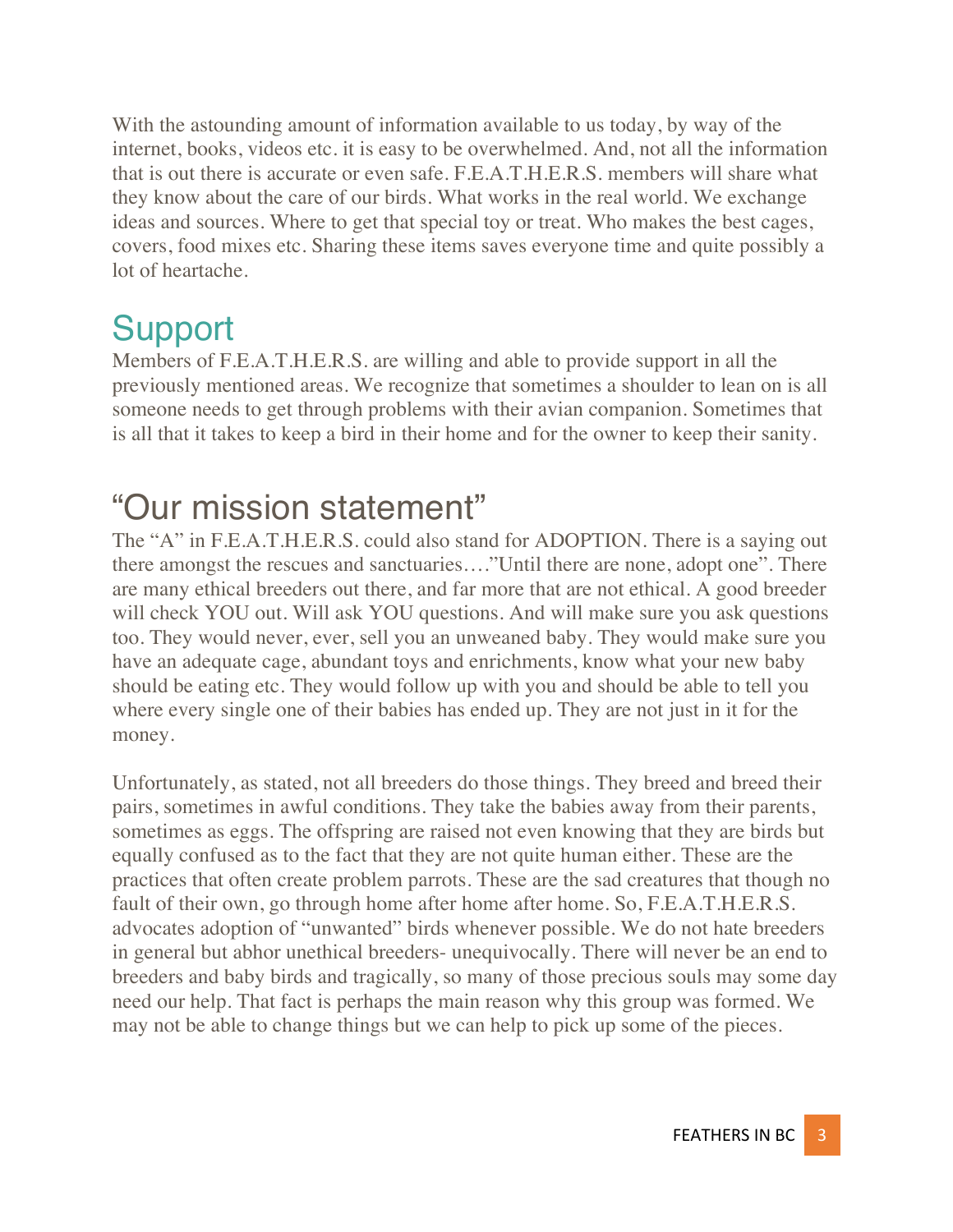With the astounding amount of information available to us today, by way of the internet, books, videos etc. it is easy to be overwhelmed. And, not all the information that is out there is accurate or even safe. F.E.A.T.H.E.R.S. members will share what they know about the care of our birds. What works in the real world. We exchange ideas and sources. Where to get that special toy or treat. Who makes the best cages, covers, food mixes etc. Sharing these items saves everyone time and quite possibly a lot of heartache.

## Support

Members of F.E.A.T.H.E.R.S. are willing and able to provide support in all the previously mentioned areas. We recognize that sometimes a shoulder to lean on is all someone needs to get through problems with their avian companion. Sometimes that is all that it takes to keep a bird in their home and for the owner to keep their sanity.

## "Our mission statement"

The "A" in F.E.A.T.H.E.R.S. could also stand for ADOPTION. There is a saying out there amongst the rescues and sanctuaries…."Until there are none, adopt one". There are many ethical breeders out there, and far more that are not ethical. A good breeder will check YOU out. Will ask YOU questions. And will make sure you ask questions too. They would never, ever, sell you an unweaned baby. They would make sure you have an adequate cage, abundant toys and enrichments, know what your new baby should be eating etc. They would follow up with you and should be able to tell you where every single one of their babies has ended up. They are not just in it for the money.

Unfortunately, as stated, not all breeders do those things. They breed and breed their pairs, sometimes in awful conditions. They take the babies away from their parents, sometimes as eggs. The offspring are raised not even knowing that they are birds but equally confused as to the fact that they are not quite human either. These are the practices that often create problem parrots. These are the sad creatures that though no fault of their own, go through home after home after home. So, F.E.A.T.H.E.R.S. advocates adoption of "unwanted" birds whenever possible. We do not hate breeders in general but abhor unethical breeders- unequivocally. There will never be an end to breeders and baby birds and tragically, so many of those precious souls may some day need our help. That fact is perhaps the main reason why this group was formed. We may not be able to change things but we can help to pick up some of the pieces.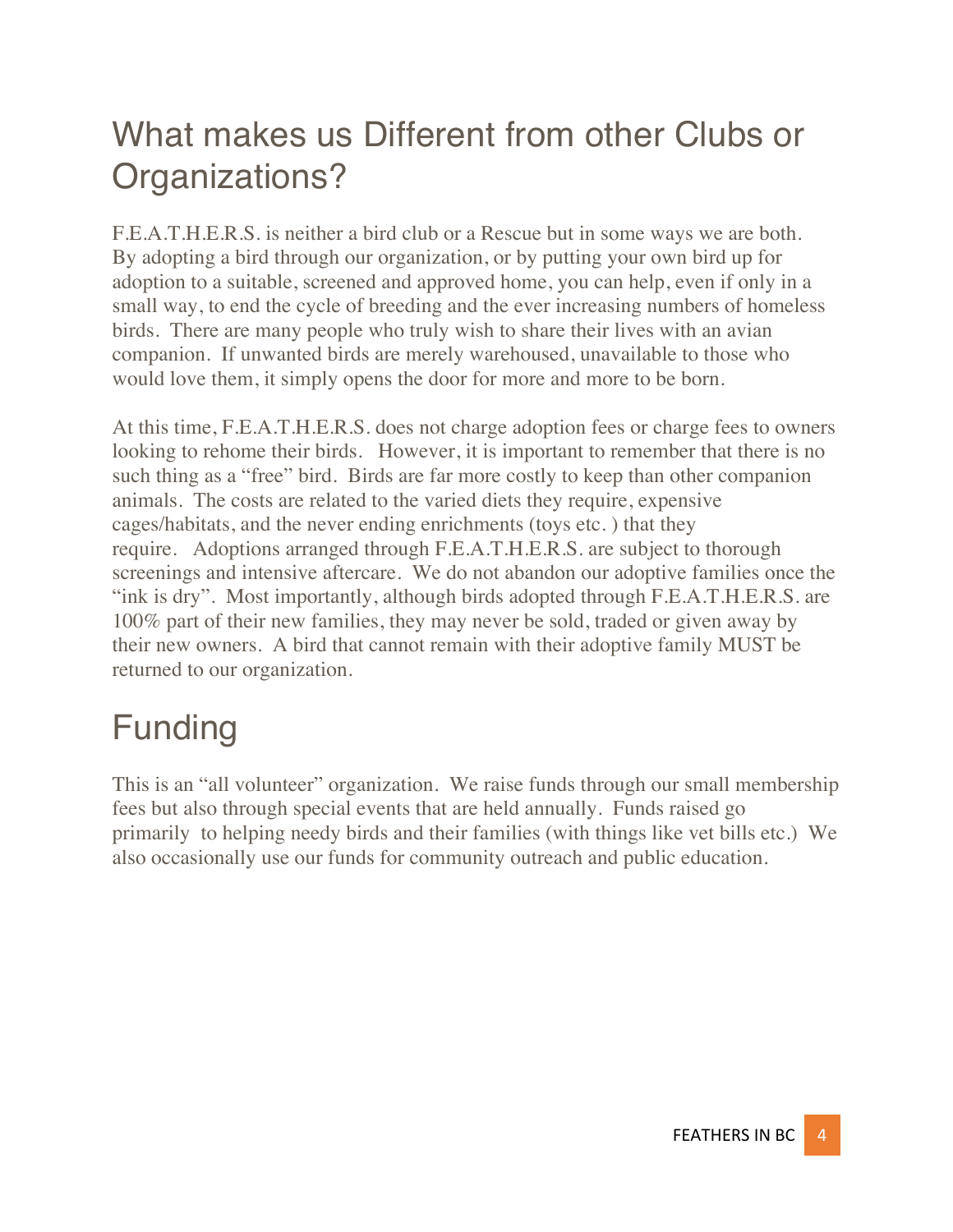## What makes us Different from other Clubs or Organizations?

F.E.A.T.H.E.R.S. is neither a bird club or a Rescue but in some ways we are both. By adopting a bird through our organization, or by putting your own bird up for adoption to a suitable, screened and approved home, you can help, even if only in a small way, to end the cycle of breeding and the ever increasing numbers of homeless birds. There are many people who truly wish to share their lives with an avian companion. If unwanted birds are merely warehoused, unavailable to those who would love them, it simply opens the door for more and more to be born.

At this time, F.E.A.T.H.E.R.S. does not charge adoption fees or charge fees to owners looking to rehome their birds. However, it is important to remember that there is no such thing as a "free" bird. Birds are far more costly to keep than other companion animals. The costs are related to the varied diets they require, expensive cages/habitats, and the never ending enrichments (toys etc. ) that they require. Adoptions arranged through F.E.A.T.H.E.R.S. are subject to thorough screenings and intensive aftercare. We do not abandon our adoptive families once the "ink is dry". Most importantly, although birds adopted through F.E.A.T.H.E.R.S. are 100% part of their new families, they may never be sold, traded or given away by their new owners. A bird that cannot remain with their adoptive family MUST be returned to our organization.

## Funding

This is an "all volunteer" organization. We raise funds through our small membership fees but also through special events that are held annually. Funds raised go primarily to helping needy birds and their families (with things like vet bills etc.) We also occasionally use our funds for community outreach and public education.